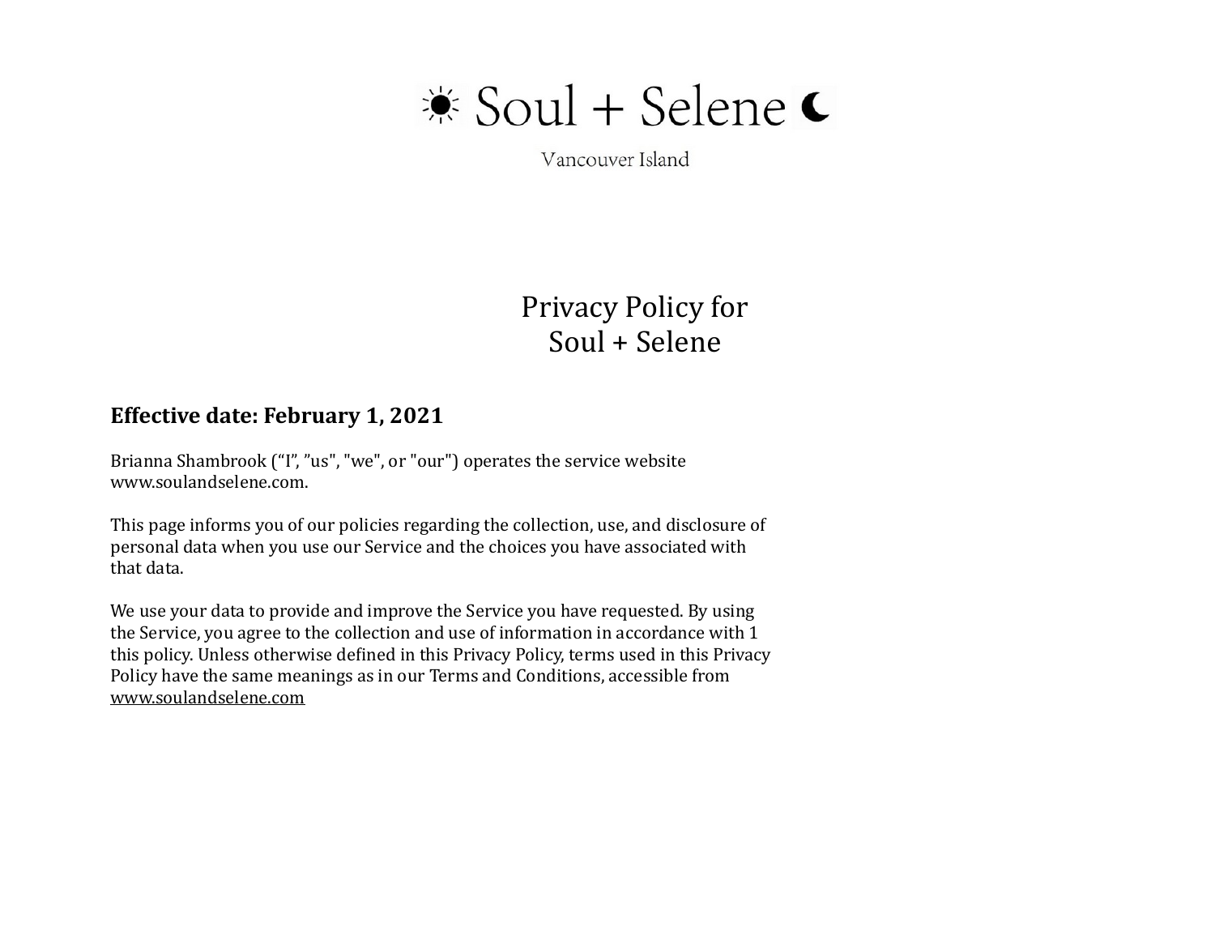☀ Soul + Selene ☾

Vancouver Island

# Privacy Policy for Soul + Selene

**Effective date: February 1, 2021**

Brianna Shambrook ("I", "us", "we", or "our") operates the service website www.soulandselene.com.

This page informs you of our policies regarding the collection, use, and disclosure of personal data when you use our Service and the choices you have associated with that data.

We use your data to provide and improve the Service you have requested. By using the Service, you agree to the collection and use of information in accordance with this policy. Unless otherwise defined in this Privacy Policy, terms used in this Privacy Policy have the same meanings as in our Terms and Conditions, accessible from www.soulandselene.com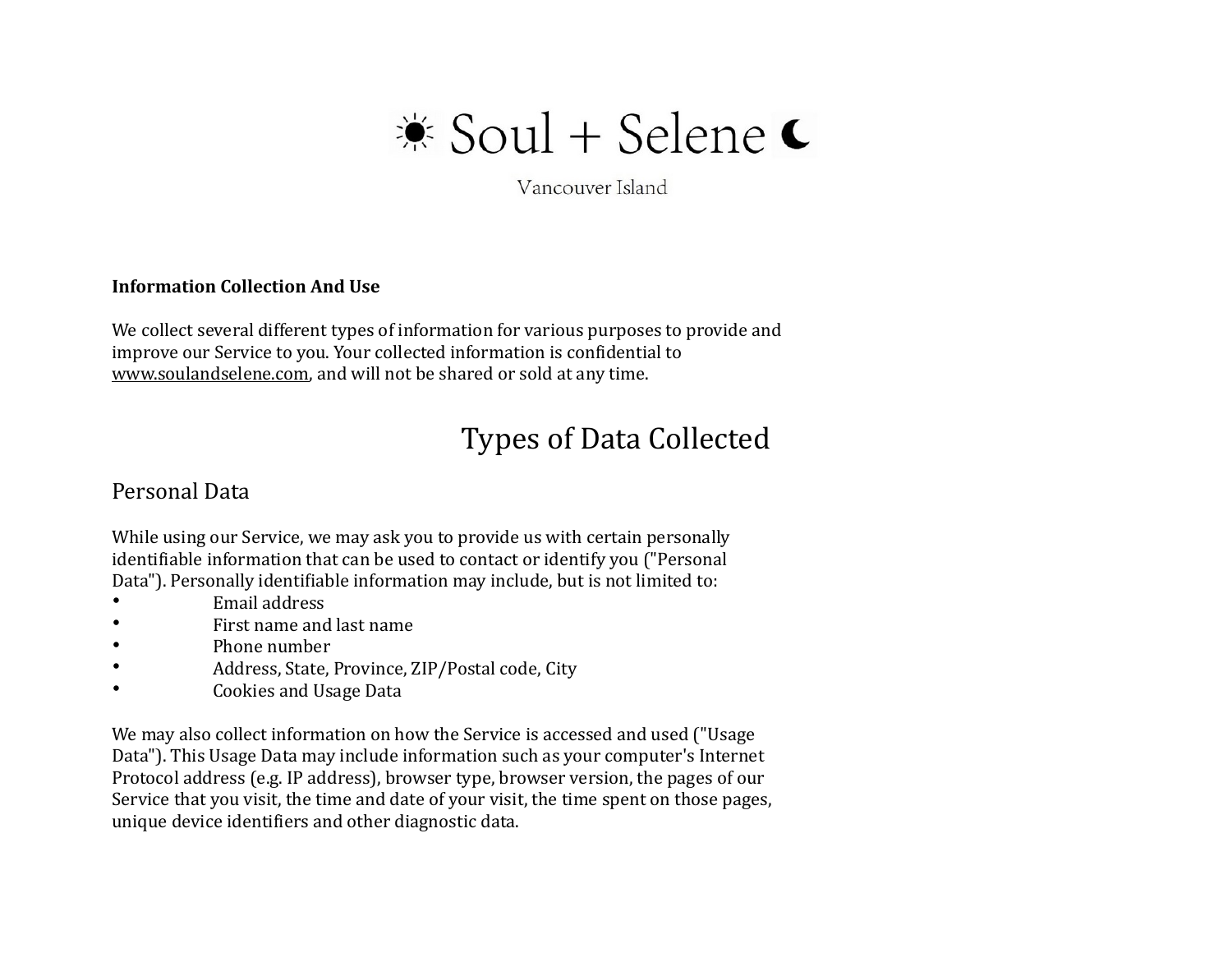☀ Soul + Selene ☾

Vancouver Island

**Information Collection And Use**

We collect several different types of information for various purposes to provide and improve our Service to you. Your collected information is confidential to www.soulandselene.com, and will not be shared or sold at any time.

## Types of Data Collected

### Personal Data

While using our Service, we may ask you to provide us with certain personally identifiable information that can be used to contact or identify you ("Personal Data"). Personally identifiable information may include, but is not limited to:

- Email address
- First name and last name
- Phone number
- Address, State, Province, ZIP/Postal code, City
- Cookies and Usage Data

We may also collect information on how the Service is accessed and used ("Usage Data"). This Usage Data may include information such as your computer's Internet Protocol address (e.g. IP address), browser type, browser version, the pages of our Service that you visit, the time and date of your visit, the time spent on those pages, unique device identifiers and other diagnostic data.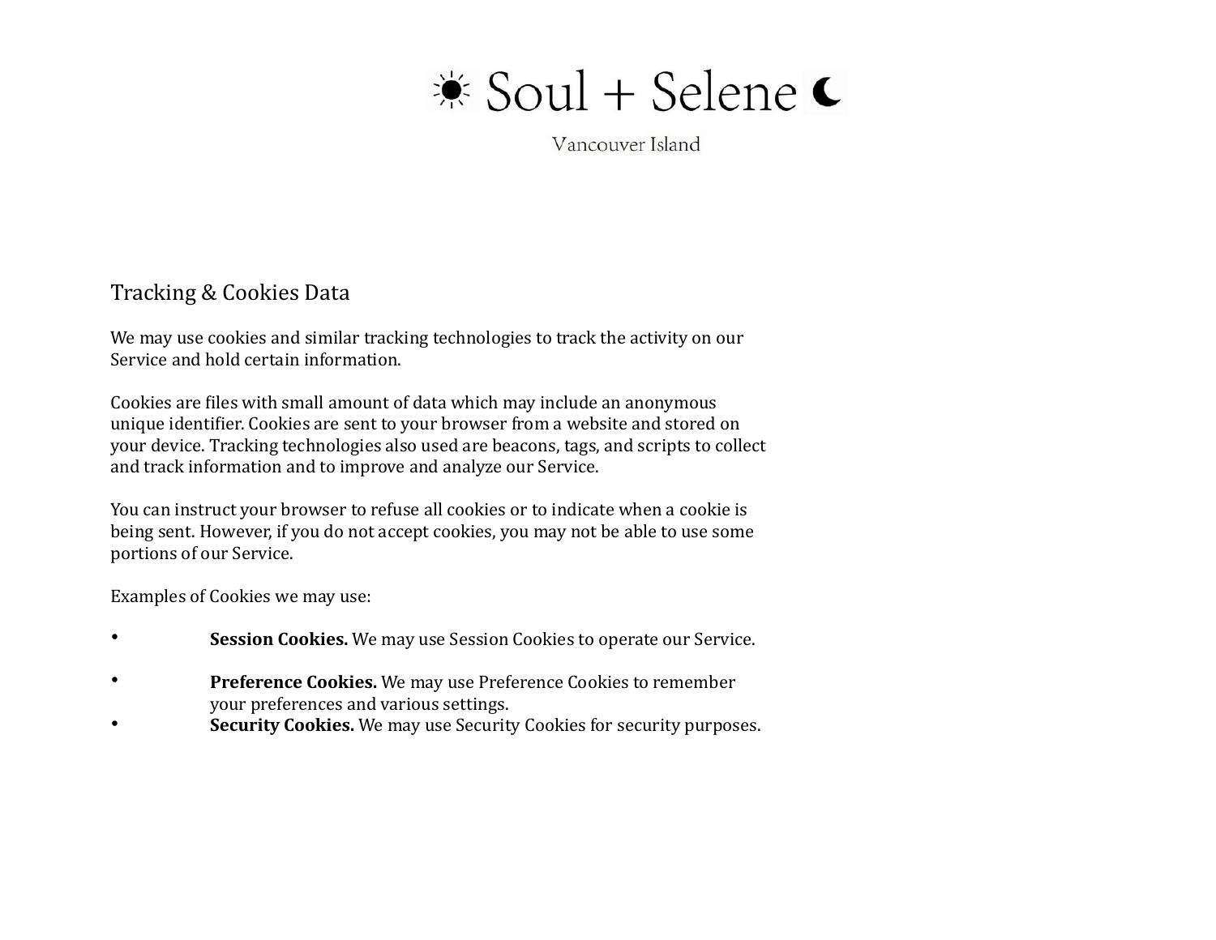## Tracking & Cookies Data

We may use cookies and similar tracking technologies to track the activity on our Service and hold certain information.

Cookies are files with small amount of data which may include an anonymous unique identifier. Cookies are sent to your browser from a website and stored on your device. Tracking technologies also used are beacons, tags, and scripts to collect and track information and to improve and analyze our Service.

You can instruct your browser to refuse all cookies or to indicate when a cookie is being sent. However, if you do not accept cookies, you may not be able to use some portions of our Service.

Examples of Cookies we may use:

- **Session Cookies.** We may use Session Cookies to operate our Service.
- **Preference Cookies.** We may use Preference Cookies to remember your preferences and various settings.
- **Security Cookies.** We may use Security Cookies for security purposes.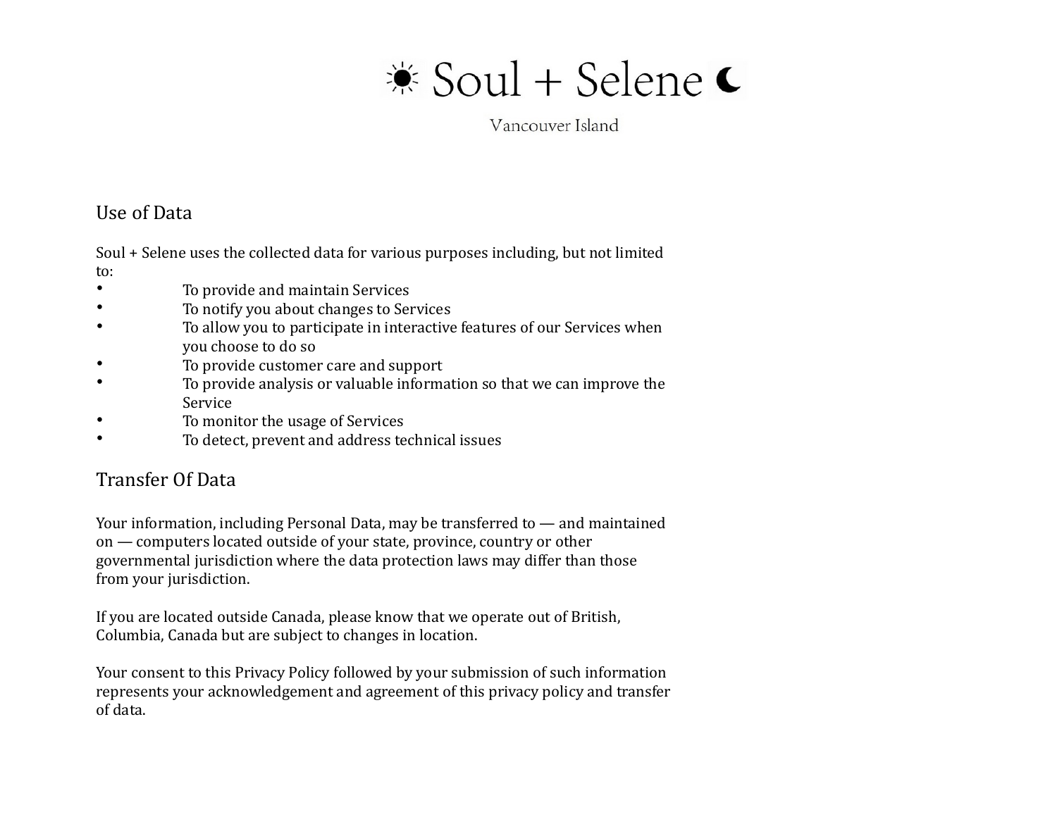## Use of Data

Soul + Selene uses the collected data for various purposes including, but not limited to:

- To provide and maintain Services
- To notify you about changes to Services
- To allow you to participate in interactive features of our Services when you choose to do so
- To provide customer care and support
- To provide analysis or valuable information so that we can improve the Service
- To monitor the usage of Services
- To detect, prevent and address technical issues

## Transfer Of Data

Your information, including Personal Data, may be transferred to — and maintained on — computers located outside of your state, province, country or other governmental jurisdiction where the data protection laws may differ than those from your jurisdiction.

If you are located outside Canada, please know that we operate out of British, Columbia, Canada but are subject to changes in location.

Your consent to this Privacy Policy followed by your submission of such information represents your acknowledgement and agreement of this privacy policy and transfer of data.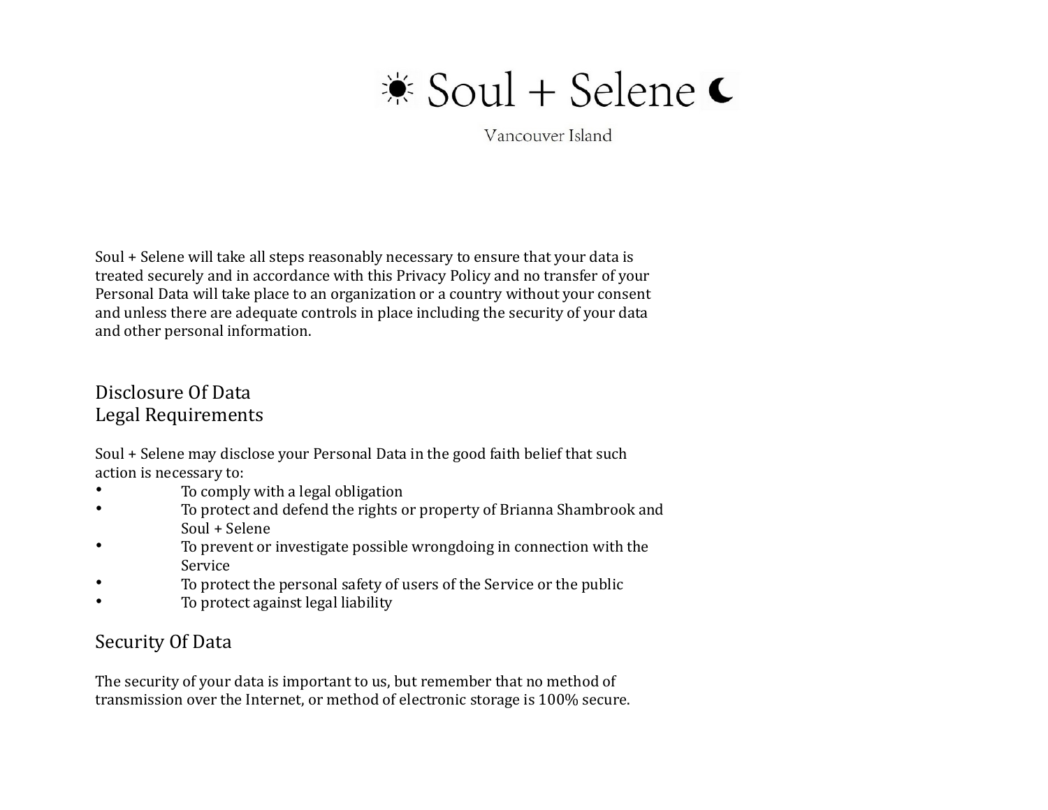Soul + Selene will take all steps reasonably necessary to ensure that your data is treated securely and in accordance with this Privacy Policy and no transfer of your Personal Data will take place to an organization or a country without your consent and unless there are adequate controls in place including the security of your data and other personal information.

## Disclosure Of Data

## Legal Requirements

Soul + Selene may disclose your Personal Data in the good faith belief that such action is necessary to:

- To comply with a legal obligation
- To protect and defend the rights or property of Brianna Shambrook and Soul + Selene
- To prevent or investigate possible wrongdoing in connection with the Service
- To protect the personal safety of users of the Service or the public
- To protect against legal liability

## Security Of Data

The security of your data is important to us, but remember that no method of transmission over the Internet, or method of electronic storage is 100% secure.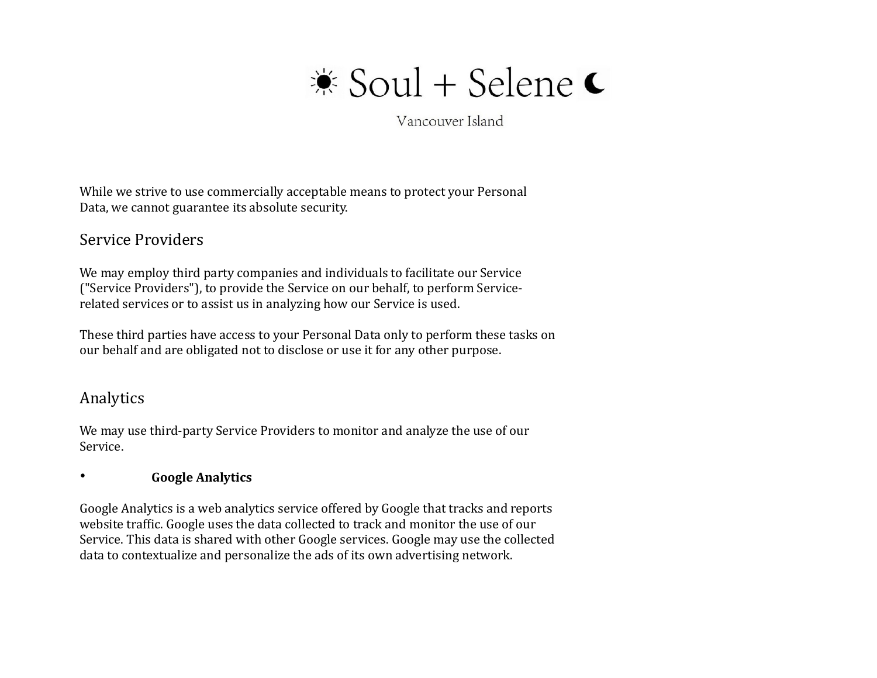While we strive to use commercially acceptable means to protect your Personal Data, we cannot guarantee its absolute security.

## Service Providers

We may employ third party companies and individuals to facilitate our Service ("Service Providers"), to provide the Service on our behalf, to perform Service-related services or to assist us in analyzing how our Service is used.

These third parties have access to your Personal Data only to perform these tasks on our behalf and are obligated not to disclose or use it for any other purpose.

## Analytics

We may use third-party Service Providers to monitor and analyze the use of our Service.

- **Google Analytics**

Google Analytics is a web analytics service offered by Google that tracks and reports website traffic. Google uses the data collected to track and monitor the use of our Service. This data is shared with other Google services. Google may use the collected data to contextualize and personalize the ads of its own advertising network.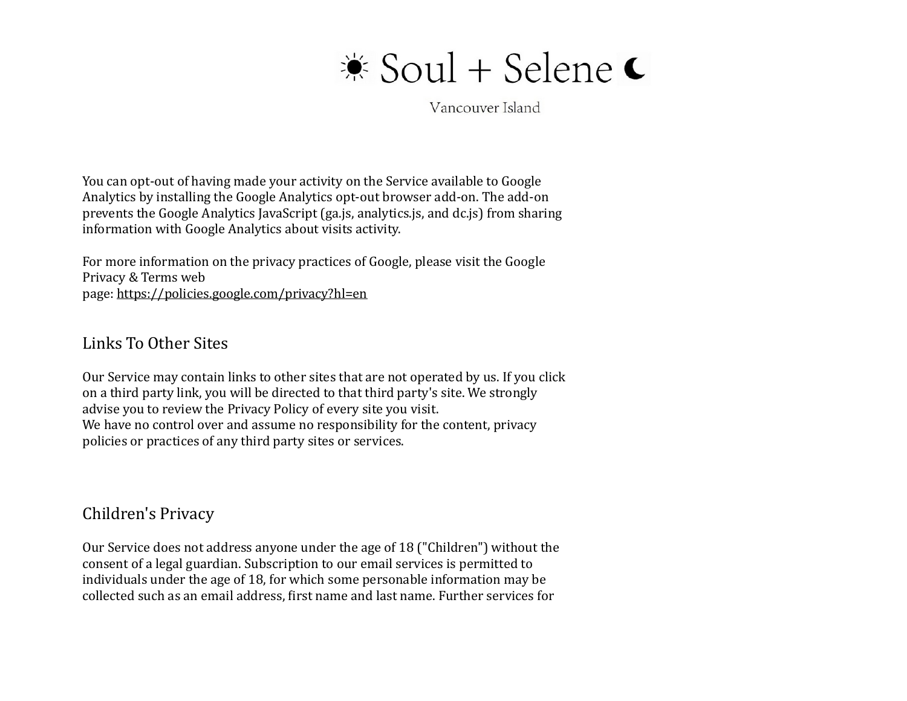You can opt-out of having made your activity on the Service available to Google Analytics by installing the Google Analytics opt-out browser add-on. The add-on prevents the Google Analytics JavaScript (ga.js, analytics.js, and dc.js) from sharing information with Google Analytics about visits activity.

For more information on the privacy practices of Google, please visit the Google Privacy & Terms web page: https://policies.google.com/privacy?hl=en

## Links To Other Sites

Our Service may contain links to other sites that are not operated by us. If you click on a third party link, you will be directed to that third party's site. We strongly advise you to review the Privacy Policy of every site you visit.
We have no control over and assume no responsibility for the content, privacy policies or practices of any third party sites or services.

## Children's Privacy

Our Service does not address anyone under the age of 18 ("Children") without the consent of a legal guardian. Subscription to our email services is permitted to individuals under the age of 18, for which some personable information may be collected such as an email address, first name and last name. Further services for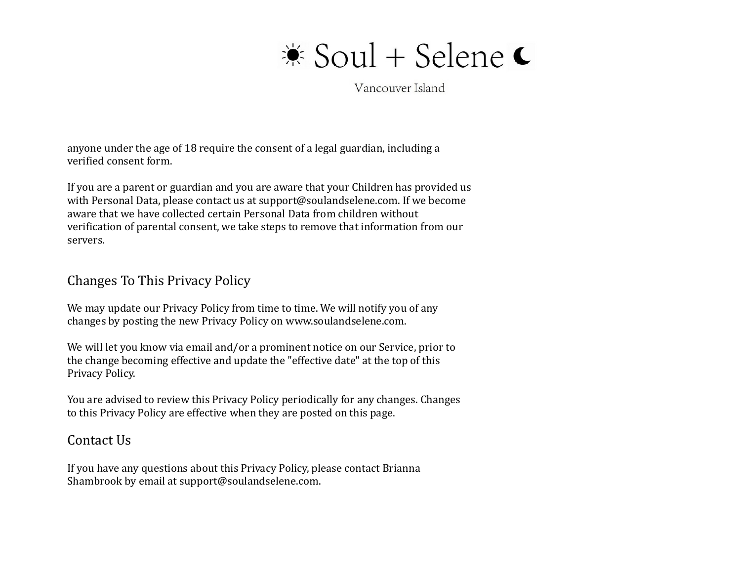anyone under the age of 18 require the consent of a legal guardian, including a verified consent form.

If you are a parent or guardian and you are aware that your Children has provided us with Personal Data, please contact us at support@soulandselene.com. If we become aware that we have collected certain Personal Data from children without verification of parental consent, we take steps to remove that information from our servers.

## Changes To This Privacy Policy

We may update our Privacy Policy from time to time. We will notify you of any changes by posting the new Privacy Policy on www.soulandselene.com.

We will let you know via email and/or a prominent notice on our Service, prior to the change becoming effective and update the "effective date" at the top of this Privacy Policy.

You are advised to review this Privacy Policy periodically for any changes. Changes to this Privacy Policy are effective when they are posted on this page.

## Contact Us

If you have any questions about this Privacy Policy, please contact Brianna Shambrook by email at support@soulandselene.com.